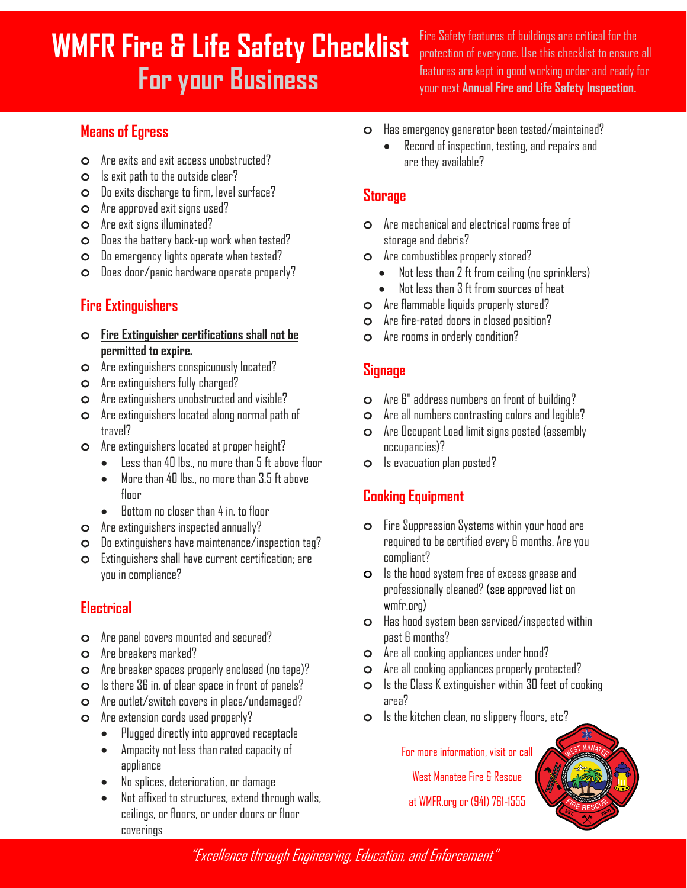# WMFR Fire & Life Safety Checklist
## For your Business

Fire Safety features of buildings are critical for the protection of everyone. Use this checklist to ensure all features are kept in good working order and ready for your next **Annual Fire and Life Safety Inspection.**

### Means of Egress

- Are exits and exit access unobstructed?
- Is exit path to the outside clear?
- Do exits discharge to firm, level surface?
- Are approved exit signs used?
- Are exit signs illuminated?
- Does the battery back-up work when tested?
- Do emergency lights operate when tested?
- Does door/panic hardware operate properly?

### Fire Extinguishers

- **Fire Extinguisher certifications shall not be permitted to expire.**
- Are extinguishers conspicuously located?
- Are extinguishers fully charged?
- Are extinguishers unobstructed and visible?
- Are extinguishers located along normal path of travel?
- Are extinguishers located at proper height?
  - Less than 40 lbs., no more than 5 ft above floor
  - More than 40 lbs., no more than 3.5 ft above floor
  - Bottom no closer than 4 in. to floor
- Are extinguishers inspected annually?
- Do extinguishers have maintenance/inspection tag?
- Extinguishers shall have current certification; are you in compliance?

### Electrical

- Are panel covers mounted and secured?
- Are breakers marked?
- Are breaker spaces properly enclosed (no tape)?
- Is there 36 in. of clear space in front of panels?
- Are outlet/switch covers in place/undamaged?
- Are extension cords used properly?
  - Plugged directly into approved receptacle
  - Ampacity not less than rated capacity of appliance
  - No splices, deterioration, or damage
  - Not affixed to structures, extend through walls, ceilings, or floors, or under doors or floor coverings
- Has emergency generator been tested/maintained?
  - Record of inspection, testing, and repairs and are they available?

### Storage

- Are mechanical and electrical rooms free of storage and debris?
- Are combustibles properly stored?
  - Not less than 2 ft from ceiling (no sprinklers)
  - Not less than 3 ft from sources of heat
- Are flammable liquids properly stored?
- Are fire-rated doors in closed position?
- Are rooms in orderly condition?

### Signage

- Are 6" address numbers on front of building?
- Are all numbers contrasting colors and legible?
- Are Occupant Load limit signs posted (assembly occupancies)?
- Is evacuation plan posted?

### Cooking Equipment

- Fire Suppression Systems within your hood are required to be certified every 6 months. Are you compliant?
- Is the hood system free of excess grease and professionally cleaned? (see approved list on wmfr.org)
- Has hood system been serviced/inspected within past 6 months?
- Are all cooking appliances under hood?
- Are all cooking appliances properly protected?
- Is the Class K extinguisher within 30 feet of cooking area?
- Is the kitchen clean, no slippery floors, etc?

For more information, visit or call West Manatee Fire & Rescue at WMFR.org or (941) 761-1555

*"Excellence through Engineering, Education, and Enforcement"*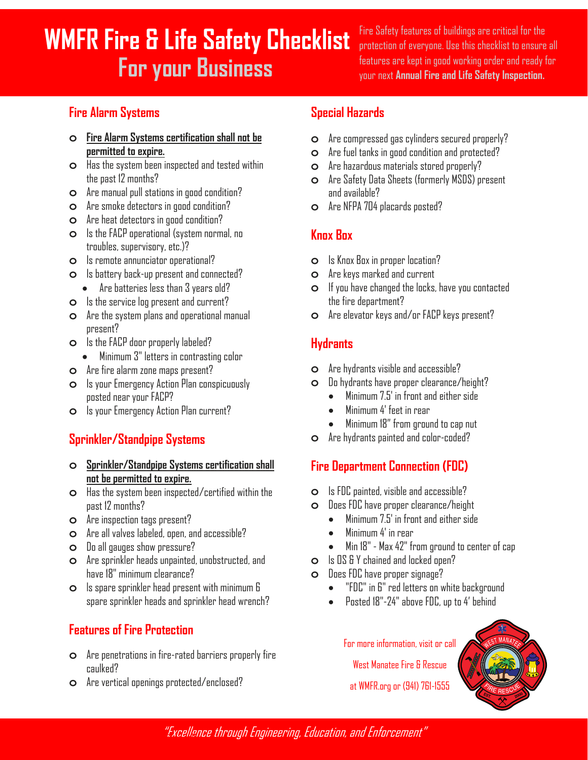# WMFR Fire & Life Safety Checklist For your Business

Fire Safety features of buildings are critical for the protection of everyone. Use this checklist to ensure all features are kept in good working order and ready for your next **Annual Fire and Life Safety Inspection.**

## Fire Alarm Systems

- **Fire Alarm Systems certification shall not be permitted to expire.**
- Has the system been inspected and tested within the past 12 months?
- Are manual pull stations in good condition?
- Are smoke detectors in good condition?
- Are heat detectors in good condition?
- Is the FACP operational (system normal, no troubles, supervisory, etc.)?
- Is remote annunciator operational?
- Is battery back-up present and connected?
  - Are batteries less than 3 years old?
- Is the service log present and current?
- Are the system plans and operational manual present?
- Is the FACP door properly labeled?
  - Minimum 3" letters in contrasting color
- Are fire alarm zone maps present?
- Is your Emergency Action Plan conspicuously posted near your FACP?
- Is your Emergency Action Plan current?

## Sprinkler/Standpipe Systems

- **Sprinkler/Standpipe Systems certification shall not be permitted to expire.**
- Has the system been inspected/certified within the past 12 months?
- Are inspection tags present?
- Are all valves labeled, open, and accessible?
- Do all gauges show pressure?
- Are sprinkler heads unpainted, unobstructed, and have 18" minimum clearance?
- Is spare sprinkler head present with minimum 6 spare sprinkler heads and sprinkler head wrench?

## Features of Fire Protection

- Are penetrations in fire-rated barriers properly fire caulked?
- Are vertical openings protected/enclosed?

## Special Hazards

- Are compressed gas cylinders secured properly?
- Are fuel tanks in good condition and protected?
- Are hazardous materials stored properly?
- Are Safety Data Sheets (formerly MSDS) present and available?
- Are NFPA 704 placards posted?

## Knox Box

- Is Knox Box in proper location?
- Are keys marked and current
- If you have changed the locks, have you contacted the fire department?
- Are elevator keys and/or FACP keys present?

## Hydrants

- Are hydrants visible and accessible?
- Do hydrants have proper clearance/height?
  - Minimum 7.5' in front and either side
  - Minimum 4' feet in rear
  - Minimum 18" from ground to cap nut
- Are hydrants painted and color-coded?

## Fire Department Connection (FDC)

- Is FDC painted, visible and accessible?
- Does FDC have proper clearance/height
  - Minimum 7.5' in front and either side
  - Minimum 4' in rear
  - Min 18" - Max 42" from ground to center of cap
- Is OS & Y chained and locked open?
- Does FDC have proper signage?
  - "FDC" in 6" red letters on white background
  - Posted 18"-24" above FDC, up to 4' behind

For more information, visit or call West Manatee Fire & Rescue at WMFR.org or (941) 761-1555

*"Excellence through Engineering, Education, and Enforcement"*